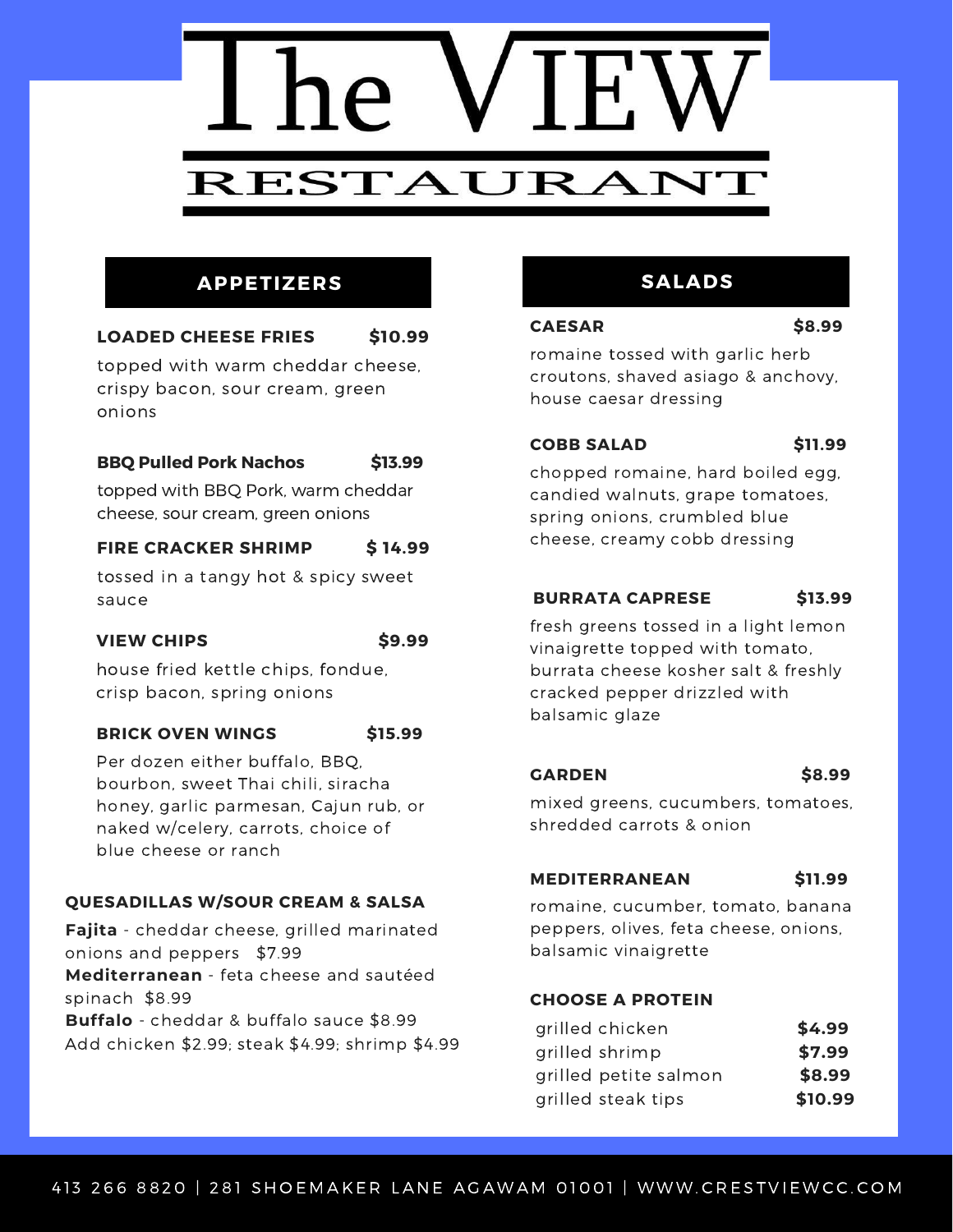# The VIEW RESTAURANT

## APPETIZERS

**LOADED CHEESE FRIES** **$10.99**

topped with warm cheddar cheese, crispy bacon, sour cream, green onions

**BBQ Pulled Pork Nachos** **$13.99**

topped with BBQ Pork, warm cheddar cheese, sour cream, green onions

**FIRE CRACKER SHRIMP** **$ 14.99**

tossed in a tangy hot & spicy sweet sauce

**VIEW CHIPS** **$9.99**

house fried kettle chips, fondue, crisp bacon, spring onions

**BRICK OVEN WINGS** **$15.99**

Per dozen either buffalo, BBQ, bourbon, sweet Thai chili, siracha honey, garlic parmesan, Cajun rub, or naked w/celery, carrots, choice of blue cheese or ranch

**QUESADILLAS W/SOUR CREAM & SALSA**

**Fajita** - cheddar cheese, grilled marinated onions and peppers $7.99
**Mediterranean** - feta cheese and sautéed spinach $8.99
**Buffalo** - cheddar & buffalo sauce $8.99
Add chicken $2.99; steak $4.99; shrimp $4.99

## SALADS

**CAESAR** **$8.99**

romaine tossed with garlic herb croutons, shaved asiago & anchovy, house caesar dressing

**COBB SALAD** **$11.99**

chopped romaine, hard boiled egg, candied walnuts, grape tomatoes, spring onions, crumbled blue cheese, creamy cobb dressing

**BURRATA CAPRESE** **$13.99**

fresh greens tossed in a light lemon vinaigrette topped with tomato, burrata cheese kosher salt & freshly cracked pepper drizzled with balsamic glaze

**GARDEN** **$8.99**

mixed greens, cucumbers, tomatoes, shredded carrots & onion

**MEDITERRANEAN** **$11.99**

romaine, cucumber, tomato, banana peppers, olives, feta cheese, onions, balsamic vinaigrette

**CHOOSE A PROTEIN**

| | |
|---|---|
| grilled chicken | **$4.99** |
| grilled shrimp | **$7.99** |
| grilled petite salmon | **$8.99** |
| grilled steak tips | **$10.99** |

413 266 8820 | 281 SHOEMAKER LANE AGAWAM 01001 | WWW.CRESTVIEWCC.COM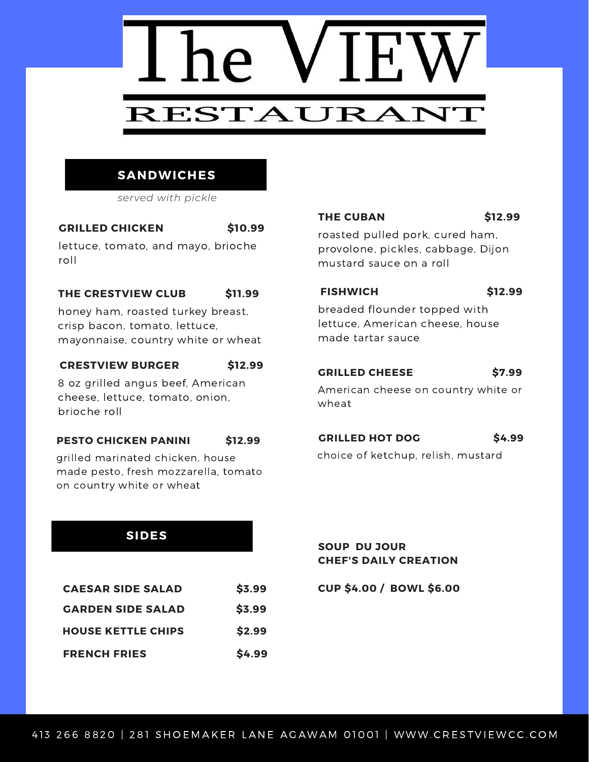# The VIEW RESTAURANT

## SANDWICHES

*served with pickle*

**GRILLED CHICKEN** **$10.99**

lettuce, tomato, and mayo, brioche roll

**THE CRESTVIEW CLUB** **$11.99**

honey ham, roasted turkey breast, crisp bacon, tomato, lettuce, mayonnaise, country white or wheat

**CRESTVIEW BURGER** **$12.99**

8 oz grilled angus beef, American cheese, lettuce, tomato, onion, brioche roll

**PESTO CHICKEN PANINI** **$12.99**

grilled marinated chicken, house made pesto, fresh mozzarella, tomato on country white or wheat

**THE CUBAN** **$12.99**

roasted pulled pork, cured ham, provolone, pickles, cabbage, Dijon mustard sauce on a roll

**FISHWICH** **$12.99**

breaded flounder topped with lettuce, American cheese, house made tartar sauce

**GRILLED CHEESE** **$7.99**

American cheese on country white or wheat

**GRILLED HOT DOG** **$4.99**

choice of ketchup, relish, mustard

## SIDES

| | |
|---|---|
| **CAESAR SIDE SALAD** | **$3.99** |
| **GARDEN SIDE SALAD** | **$3.99** |
| **HOUSE KETTLE CHIPS** | **$2.99** |
| **FRENCH FRIES** | **$4.99** |

**SOUP DU JOUR**
**CHEF'S DAILY CREATION**

**CUP $4.00 / BOWL $6.00**

413 266 8820 | 281 SHOEMAKER LANE AGAWAM 01001 | WWW.CRESTVIEWCC.COM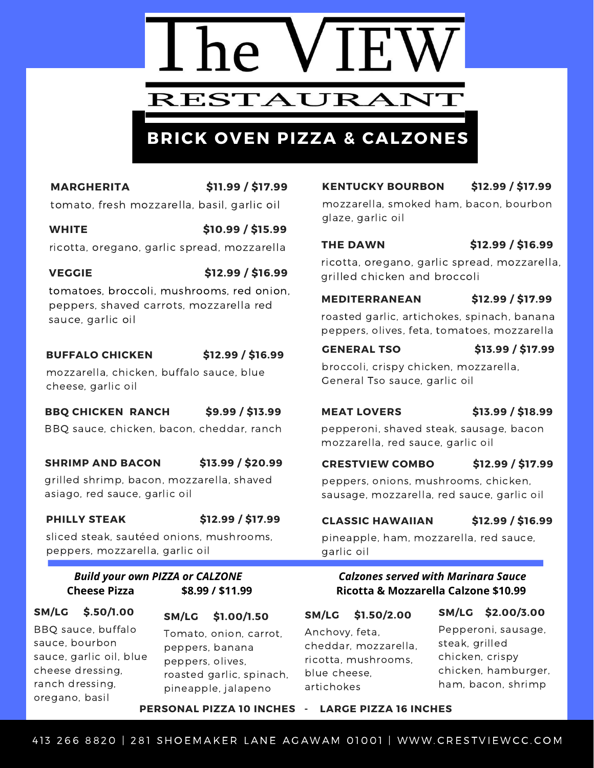# The VIEW

## RESTAURANT

## BRICK OVEN PIZZA & CALZONES

**MARGHERITA** **$11.99 / $17.99**
tomato, fresh mozzarella, basil, garlic oil

**WHITE** **$10.99 / $15.99**
ricotta, oregano, garlic spread, mozzarella

**VEGGIE** **$12.99 / $16.99**
tomatoes, broccoli, mushrooms, red onion, peppers, shaved carrots, mozzarella red sauce, garlic oil

**BUFFALO CHICKEN** **$12.99 / $16.99**
mozzarella, chicken, buffalo sauce, blue cheese, garlic oil

**BBQ CHICKEN RANCH** **$9.99 / $13.99**
BBQ sauce, chicken, bacon, cheddar, ranch

**SHRIMP AND BACON** **$13.99 / $20.99**
grilled shrimp, bacon, mozzarella, shaved asiago, red sauce, garlic oil

**PHILLY STEAK** **$12.99 / $17.99**
sliced steak, sautéed onions, mushrooms, peppers, mozzarella, garlic oil

**KENTUCKY BOURBON** **$12.99 / $17.99**
mozzarella, smoked ham, bacon, bourbon glaze, garlic oil

**THE DAWN** **$12.99 / $16.99**
ricotta, oregano, garlic spread, mozzarella, grilled chicken and broccoli

**MEDITERRANEAN** **$12.99 / $17.99**
roasted garlic, artichokes, spinach, banana peppers, olives, feta, tomatoes, mozzarella

**GENERAL TSO** **$13.99 / $17.99**
broccoli, crispy chicken, mozzarella, General Tso sauce, garlic oil

**MEAT LOVERS** **$13.99 / $18.99**
pepperoni, shaved steak, sausage, bacon mozzarella, red sauce, garlic oil

**CRESTVIEW COMBO** **$12.99 / $17.99**
peppers, onions, mushrooms, chicken, sausage, mozzarella, red sauce, garlic oil

**CLASSIC HAWAIIAN** **$12.99 / $16.99**
pineapple, ham, mozzarella, red sauce, garlic oil

---

***Build your own PIZZA or CALZONE***
**Cheese Pizza** **$8.99 / $11.99**

***Calzones served with Marinara Sauce***
**Ricotta & Mozzarella Calzone $10.99**

**SM/LG $.50/1.00**
BBQ sauce, buffalo sauce, bourbon sauce, garlic oil, blue cheese dressing, ranch dressing, oregano, basil

**SM/LG $1.00/1.50**
Tomato, onion, carrot, peppers, banana peppers, olives, roasted garlic, spinach, pineapple, jalapeno

**SM/LG $1.50/2.00**
Anchovy, feta, cheddar, mozzarella, ricotta, mushrooms, blue cheese, artichokes

**SM/LG $2.00/3.00**
Pepperoni, sausage, steak, grilled chicken, crispy chicken, hamburger, ham, bacon, shrimp

**PERSONAL PIZZA 10 INCHES - LARGE PIZZA 16 INCHES**

413 266 8820 | 281 SHOEMAKER LANE AGAWAM 01001 | WWW.CRESTVIEWCC.COM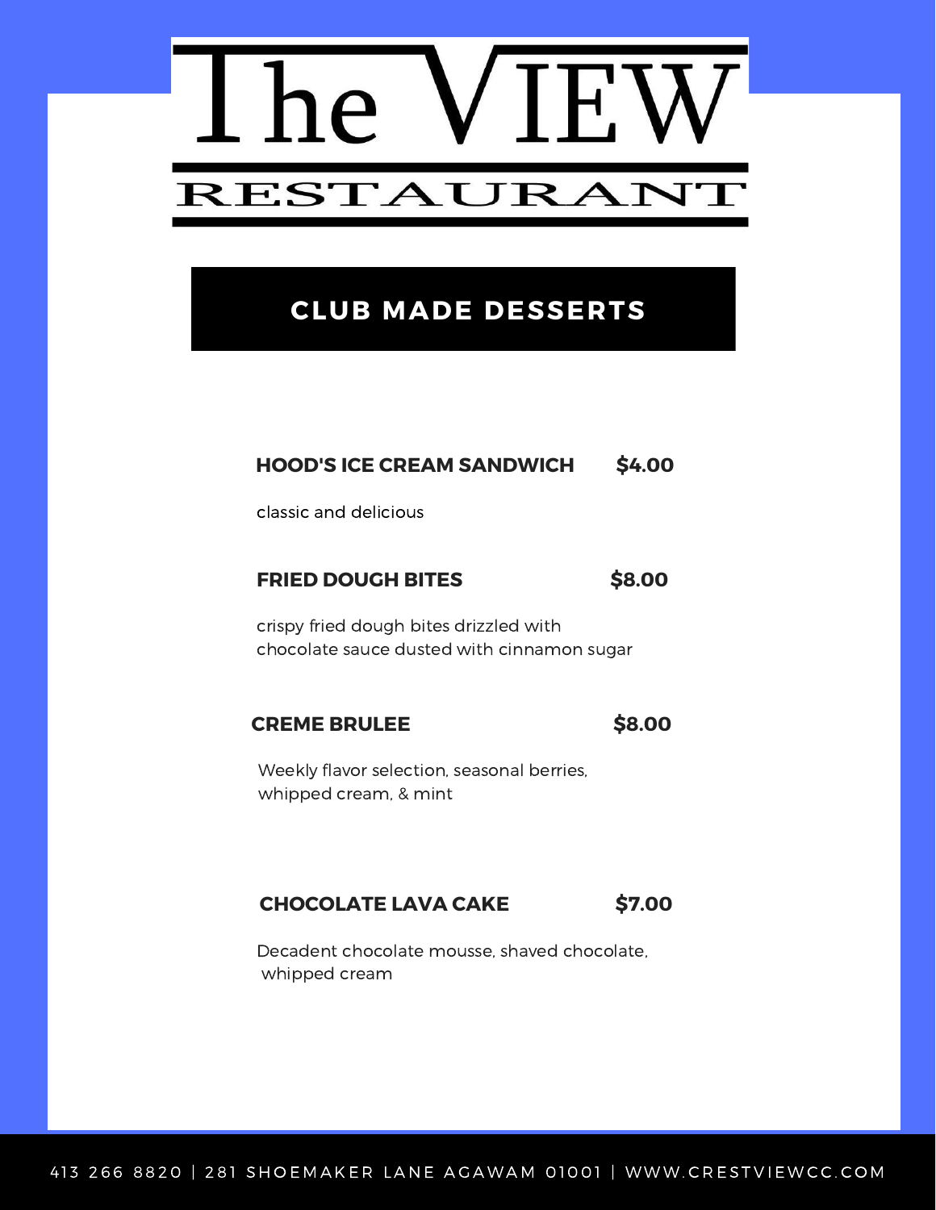# The VIEW RESTAURANT

## CLUB MADE DESSERTS

**HOOD'S ICE CREAM SANDWICH** **$4.00**

classic and delicious

**FRIED DOUGH BITES** **$8.00**

crispy fried dough bites drizzled with chocolate sauce dusted with cinnamon sugar

**CREME BRULEE** **$8.00**

Weekly flavor selection, seasonal berries, whipped cream, & mint

**CHOCOLATE LAVA CAKE** **$7.00**

Decadent chocolate mousse, shaved chocolate, whipped cream

413 266 8820 | 281 SHOEMAKER LANE AGAWAM 01001 | WWW.CRESTVIEWCC.COM